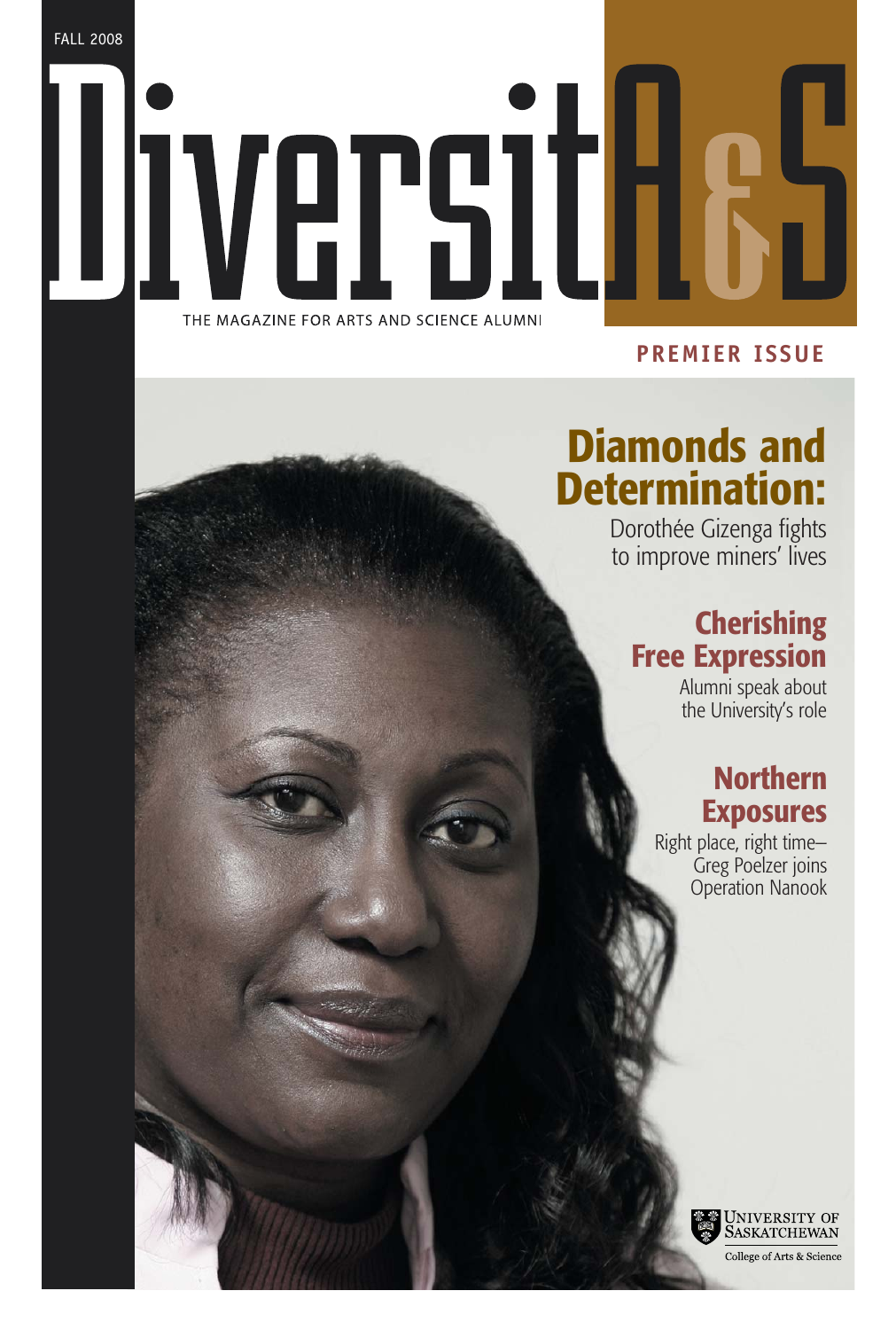FALL 2008

# DiversitA&S

THE MAGAZINE FOR ARTS AND SCIENCE ALUMNI

**PREMIER ISSUE**

## Diamonds and Determination:

Dorothée Gizenga fights to improve miners' lives

## Cherishing Free Expression

Alumni speak about the University's role

## Northern Exposures

Right place, right time– Greg Poelzer joins Operation Nanook

UNIVERSITY OF SASKATCHEWAN

College of Arts & Science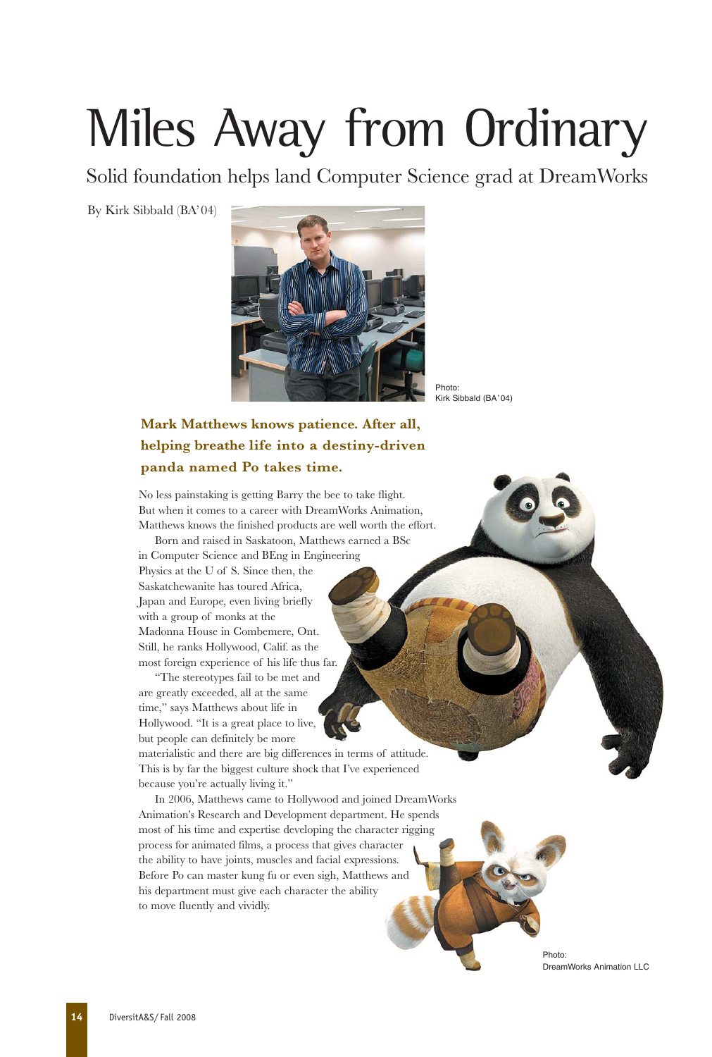# Miles Away from Ordinary

## Solid foundation helps land Computer Science grad at DreamWorks

By Kirk Sibbald (BA'04)

Photo: Kirk Sibbald (BA'04)

**Mark Matthews knows patience. After all, helping breathe life into a destiny-driven panda named Po takes time.**

No less painstaking is getting Barry the bee to take flight. But when it comes to a career with DreamWorks Animation, Matthews knows the finished products are well worth the effort.

Born and raised in Saskatoon, Matthews earned a BSc in Computer Science and BEng in Engineering Physics at the U of S. Since then, the Saskatchewanite has toured Africa, Japan and Europe, even living briefly with a group of monks at the Madonna House in Combemere, Ont. Still, he ranks Hollywood, Calif. as the most foreign experience of his life thus far.

"The stereotypes fail to be met and are greatly exceeded, all at the same time," says Matthews about life in Hollywood. "It is a great place to live, but people can definitely be more materialistic and there are big differences in terms of attitude. This is by far the biggest culture shock that I've experienced because you're actually living it."

In 2006, Matthews came to Hollywood and joined DreamWorks Animation's Research and Development department. He spends most of his time and expertise developing the character rigging process for animated films, a process that gives character the ability to have joints, muscles and facial expressions. Before Po can master kung fu or even sigh, Matthews and his department must give each character the ability to move fluently and vividly.

Photo: DreamWorks Animation LLC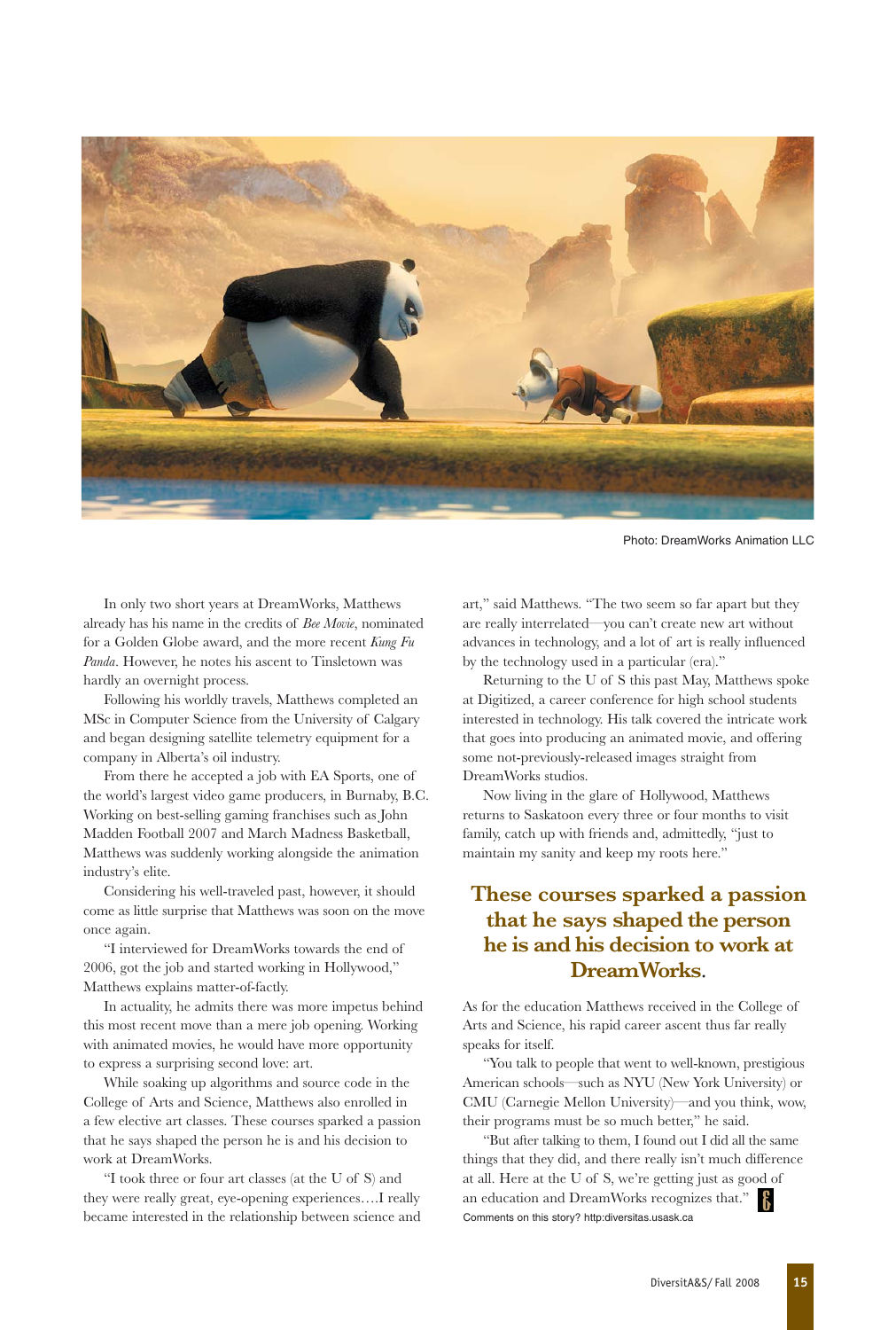Photo: DreamWorks Animation LLC

In only two short years at DreamWorks, Matthews already has his name in the credits of *Bee Movie*, nominated for a Golden Globe award, and the more recent *Kung Fu Panda*. However, he notes his ascent to Tinsletown was hardly an overnight process.

Following his worldly travels, Matthews completed an MSc in Computer Science from the University of Calgary and began designing satellite telemetry equipment for a company in Alberta's oil industry.

From there he accepted a job with EA Sports, one of the world's largest video game producers, in Burnaby, B.C. Working on best-selling gaming franchises such as John Madden Football 2007 and March Madness Basketball, Matthews was suddenly working alongside the animation industry's elite.

Considering his well-traveled past, however, it should come as little surprise that Matthews was soon on the move once again.

"I interviewed for DreamWorks towards the end of 2006, got the job and started working in Hollywood," Matthews explains matter-of-factly.

In actuality, he admits there was more impetus behind this most recent move than a mere job opening. Working with animated movies, he would have more opportunity to express a surprising second love: art.

While soaking up algorithms and source code in the College of Arts and Science, Matthews also enrolled in a few elective art classes. These courses sparked a passion that he says shaped the person he is and his decision to work at DreamWorks.

"I took three or four art classes (at the U of S) and they were really great, eye-opening experiences….I really became interested in the relationship between science and art," said Matthews. "The two seem so far apart but they are really interrelated—you can't create new art without advances in technology, and a lot of art is really influenced by the technology used in a particular (era)."

Returning to the U of S this past May, Matthews spoke at Digitized, a career conference for high school students interested in technology. His talk covered the intricate work that goes into producing an animated movie, and offering some not-previously-released images straight from DreamWorks studios.

Now living in the glare of Hollywood, Matthews returns to Saskatoon every three or four months to visit family, catch up with friends and, admittedly, "just to maintain my sanity and keep my roots here."

## These courses sparked a passion that he says shaped the person he is and his decision to work at DreamWorks.

As for the education Matthews received in the College of Arts and Science, his rapid career ascent thus far really speaks for itself.

"You talk to people that went to well-known, prestigious American schools—such as NYU (New York University) or CMU (Carnegie Mellon University)—and you think, wow, their programs must be so much better," he said.

"But after talking to them, I found out I did all the same things that they did, and there really isn't much difference at all. Here at the U of S, we're getting just as good of an education and DreamWorks recognizes that."

Comments on this story? http:diversitas.usask.ca